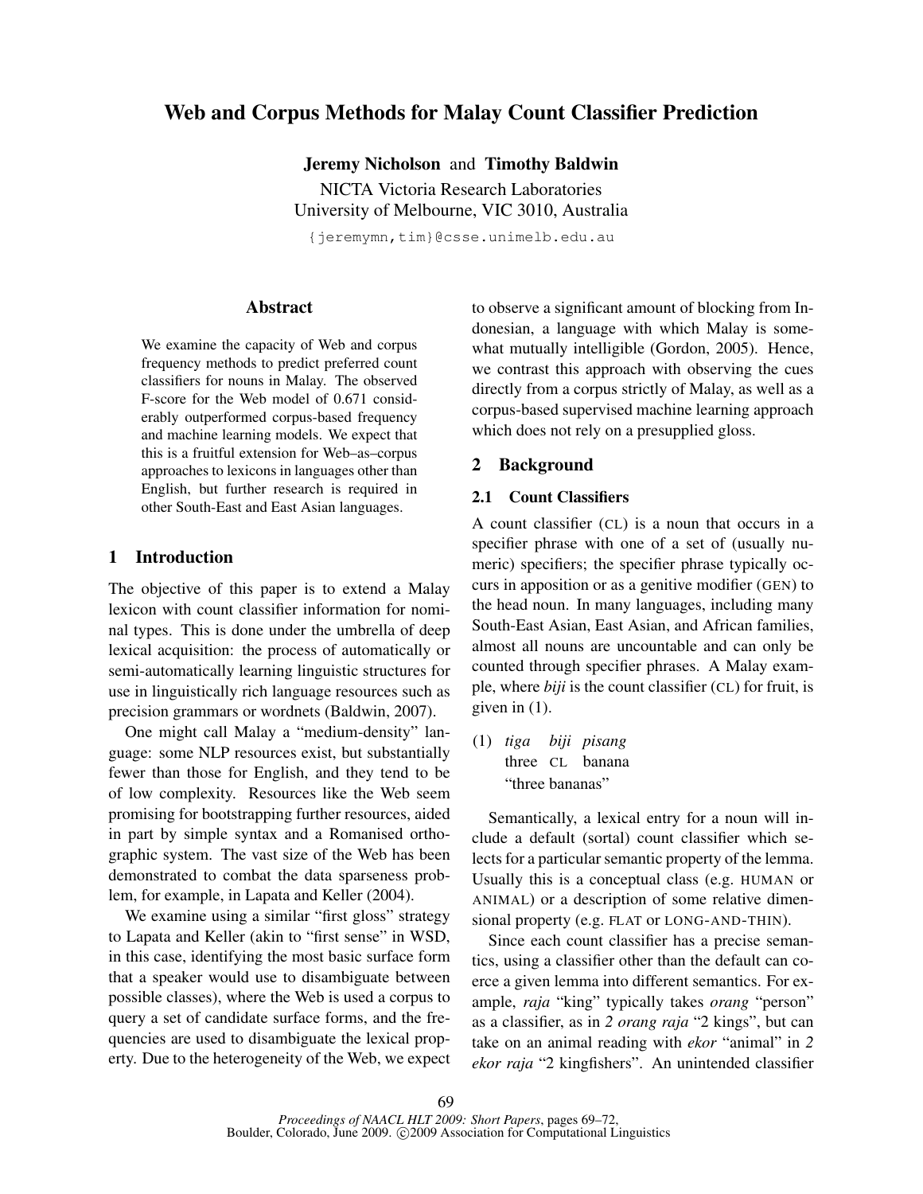# Web and Corpus Methods for Malay Count Classifier Prediction

**Jeremy Nicholson** and **Timothy Baldwin**

NICTA Victoria Research Laboratories
University of Melbourne, VIC 3010, Australia

{jeremymn,tim}@csse.unimelb.edu.au

## Abstract

We examine the capacity of Web and corpus frequency methods to predict preferred count classifiers for nouns in Malay. The observed F-score for the Web model of 0.671 considerably outperformed corpus-based frequency and machine learning models. We expect that this is a fruitful extension for Web–as–corpus approaches to lexicons in languages other than English, but further research is required in other South-East and East Asian languages.

## 1 Introduction

The objective of this paper is to extend a Malay lexicon with count classifier information for nominal types. This is done under the umbrella of deep lexical acquisition: the process of automatically or semi-automatically learning linguistic structures for use in linguistically rich language resources such as precision grammars or wordnets (Baldwin, 2007).

One might call Malay a "medium-density" language: some NLP resources exist, but substantially fewer than those for English, and they tend to be of low complexity. Resources like the Web seem promising for bootstrapping further resources, aided in part by simple syntax and a Romanised orthographic system. The vast size of the Web has been demonstrated to combat the data sparseness problem, for example, in Lapata and Keller (2004).

We examine using a similar "first gloss" strategy to Lapata and Keller (akin to "first sense" in WSD, in this case, identifying the most basic surface form that a speaker would use to disambiguate between possible classes), where the Web is used a corpus to query a set of candidate surface forms, and the frequencies are used to disambiguate the lexical property. Due to the heterogeneity of the Web, we expect to observe a significant amount of blocking from Indonesian, a language with which Malay is somewhat mutually intelligible (Gordon, 2005). Hence, we contrast this approach with observing the cues directly from a corpus strictly of Malay, as well as a corpus-based supervised machine learning approach which does not rely on a presupplied gloss.

## 2 Background

### 2.1 Count Classifiers

A count classifier (CL) is a noun that occurs in a specifier phrase with one of a set of (usually numeric) specifiers; the specifier phrase typically occurs in apposition or as a genitive modifier (GEN) to the head noun. In many languages, including many South-East Asian, East Asian, and African families, almost all nouns are uncountable and can only be counted through specifier phrases. A Malay example, where *biji* is the count classifier (CL) for fruit, is given in (1).

(1) *tiga* *biji* *pisang*
three CL banana
"three bananas"

Semantically, a lexical entry for a noun will include a default (sortal) count classifier which selects for a particular semantic property of the lemma. Usually this is a conceptual class (e.g. HUMAN or ANIMAL) or a description of some relative dimensional property (e.g. FLAT or LONG-AND-THIN).

Since each count classifier has a precise semantics, using a classifier other than the default can coerce a given lemma into different semantics. For example, *raja* "king" typically takes *orang* "person" as a classifier, as in *2 orang raja* "2 kings", but can take on an animal reading with *ekor* "animal" in *2 ekor raja* "2 kingfishers". An unintended classifier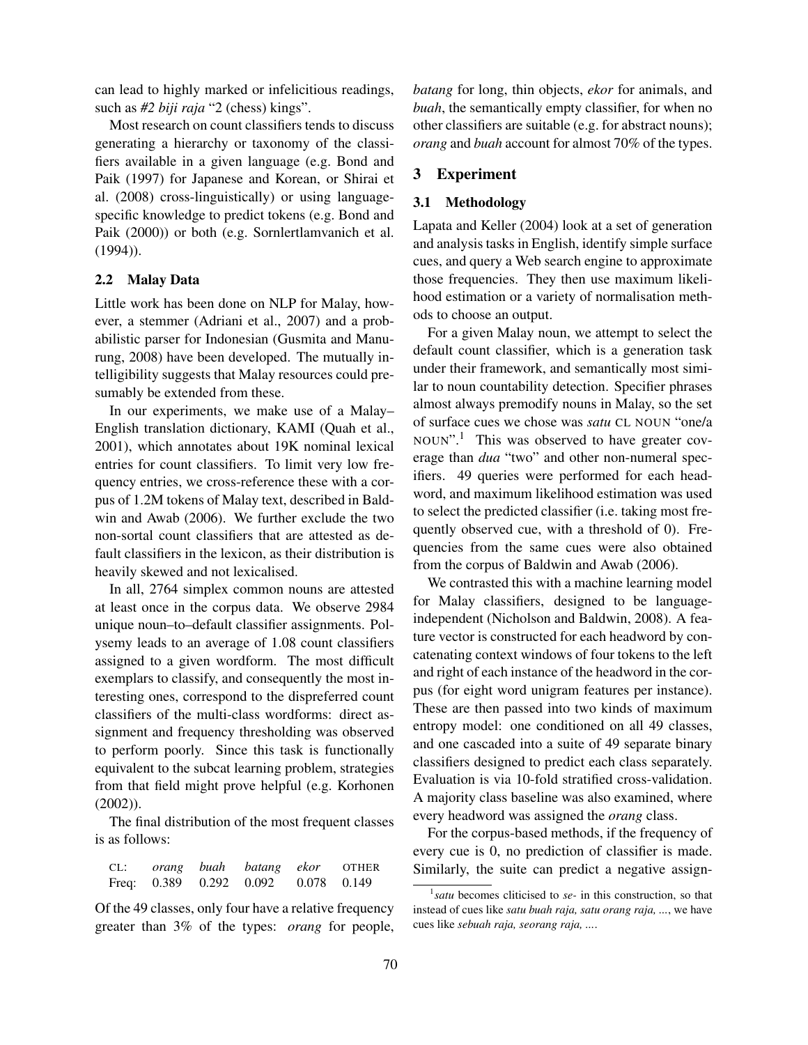can lead to highly marked or infelicitious readings, such as *#2 biji raja* "2 (chess) kings".

Most research on count classifiers tends to discuss generating a hierarchy or taxonomy of the classifiers available in a given language (e.g. Bond and Paik (1997) for Japanese and Korean, or Shirai et al. (2008) cross-linguistically) or using language-specific knowledge to predict tokens (e.g. Bond and Paik (2000)) or both (e.g. Sornlertlamvanich et al. (1994)).

### 2.2 Malay Data

Little work has been done on NLP for Malay, however, a stemmer (Adriani et al., 2007) and a probabilistic parser for Indonesian (Gusmita and Manurung, 2008) have been developed. The mutually intelligibility suggests that Malay resources could presumably be extended from these.

In our experiments, we make use of a Malay–English translation dictionary, KAMI (Quah et al., 2001), which annotates about 19K nominal lexical entries for count classifiers. To limit very low frequency entries, we cross-reference these with a corpus of 1.2M tokens of Malay text, described in Baldwin and Awab (2006). We further exclude the two non-sortal count classifiers that are attested as default classifiers in the lexicon, as their distribution is heavily skewed and not lexicalised.

In all, 2764 simplex common nouns are attested at least once in the corpus data. We observe 2984 unique noun–to–default classifier assignments. Polysemy leads to an average of 1.08 count classifiers assigned to a given wordform. The most difficult exemplars to classify, and consequently the most interesting ones, correspond to the dispreferred count classifiers of the multi-class wordforms: direct assignment and frequency thresholding was observed to perform poorly. Since this task is functionally equivalent to the subcat learning problem, strategies from that field might prove helpful (e.g. Korhonen (2002)).

The final distribution of the most frequent classes is as follows:

| CL: | *orang* | *buah* | *batang* | *ekor* | OTHER |
|---|---|---|---|---|---|
| Freq: | 0.389 | 0.292 | 0.092 | 0.078 | 0.149 |

Of the 49 classes, only four have a relative frequency greater than 3% of the types: *orang* for people, *batang* for long, thin objects, *ekor* for animals, and *buah*, the semantically empty classifier, for when no other classifiers are suitable (e.g. for abstract nouns); *orang* and *buah* account for almost 70% of the types.

## 3 Experiment

### 3.1 Methodology

Lapata and Keller (2004) look at a set of generation and analysis tasks in English, identify simple surface cues, and query a Web search engine to approximate those frequencies. They then use maximum likelihood estimation or a variety of normalisation methods to choose an output.

For a given Malay noun, we attempt to select the default count classifier, which is a generation task under their framework, and semantically most similar to noun countability detection. Specifier phrases almost always premodify nouns in Malay, so the set of surface cues we chose was *satu* CL NOUN "one/a NOUN".[1] This was observed to have greater coverage than *dua* "two" and other non-numeral specifiers. 49 queries were performed for each headword, and maximum likelihood estimation was used to select the predicted classifier (i.e. taking most frequently observed cue, with a threshold of 0). Frequencies from the same cues were also obtained from the corpus of Baldwin and Awab (2006).

We contrasted this with a machine learning model for Malay classifiers, designed to be language-independent (Nicholson and Baldwin, 2008). A feature vector is constructed for each headword by concatenating context windows of four tokens to the left and right of each instance of the headword in the corpus (for eight word unigram features per instance). These are then passed into two kinds of maximum entropy model: one conditioned on all 49 classes, and one cascaded into a suite of 49 separate binary classifiers designed to predict each class separately. Evaluation is via 10-fold stratified cross-validation. A majority class baseline was also examined, where every headword was assigned the *orang* class.

For the corpus-based methods, if the frequency of every cue is 0, no prediction of classifier is made. Similarly, the suite can predict a negative assign-

[1] *satu* becomes cliticised to *se-* in this construction, so that instead of cues like *satu buah raja, satu orang raja, ...*, we have cues like *sebuah raja, seorang raja, ...*.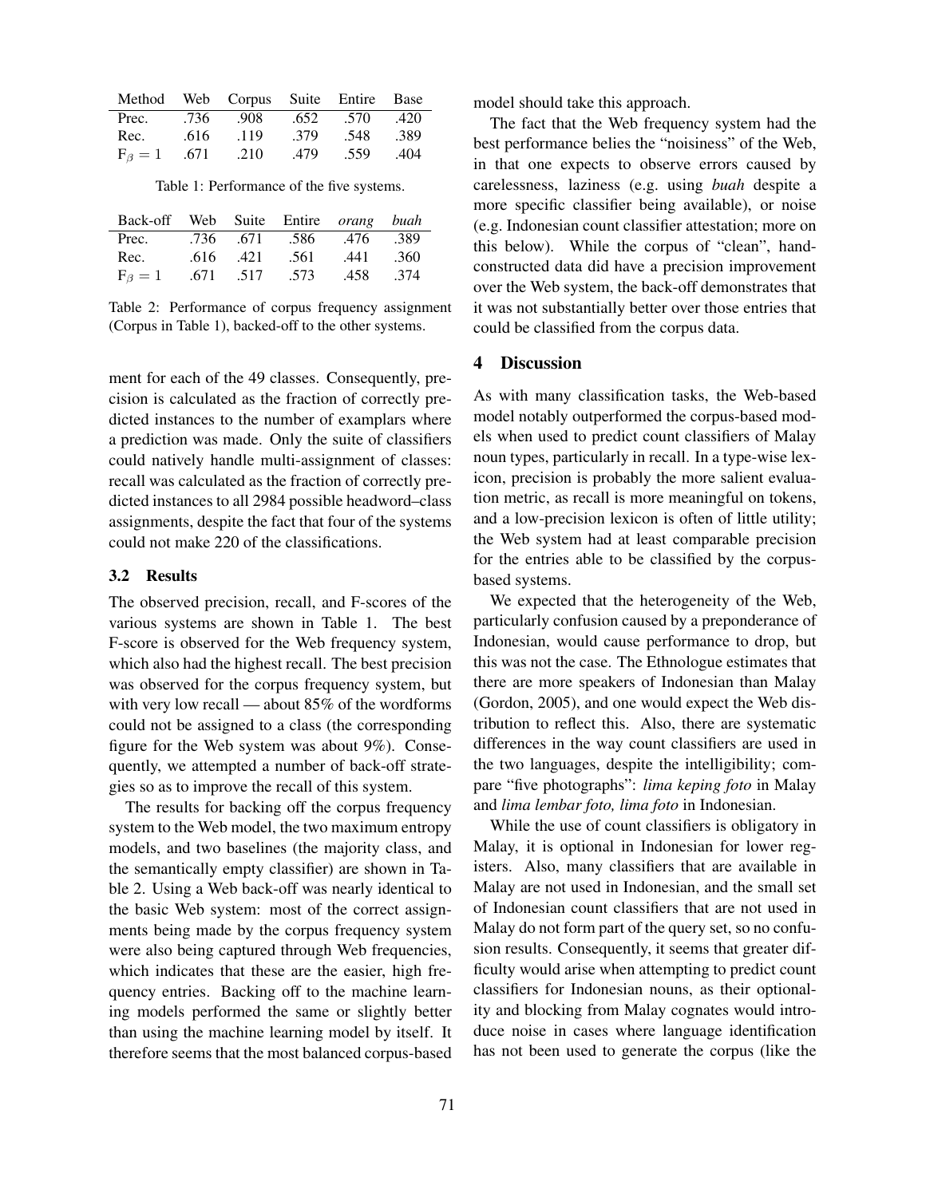| Method | Web | Corpus | Suite | Entire | Base |
|---|---|---|---|---|---|
| Prec. | .736 | .908 | .652 | .570 | .420 |
| Rec. | .616 | .119 | .379 | .548 | .389 |
| $F_{\beta} = 1$ | .671 | .210 | .479 | .559 | .404 |

Table 1: Performance of the five systems.

| Back-off | Web | Suite | Entire | *orang* | *buah* |
|---|---|---|---|---|---|
| Prec. | .736 | .671 | .586 | .476 | .389 |
| Rec. | .616 | .421 | .561 | .441 | .360 |
| $F_{\beta} = 1$ | .671 | .517 | .573 | .458 | .374 |

Table 2: Performance of corpus frequency assignment (Corpus in Table 1), backed-off to the other systems.

ment for each of the 49 classes. Consequently, precision is calculated as the fraction of correctly predicted instances to the number of examplars where a prediction was made. Only the suite of classifiers could natively handle multi-assignment of classes: recall was calculated as the fraction of correctly predicted instances to all 2984 possible headword–class assignments, despite the fact that four of the systems could not make 220 of the classifications.

### 3.2 Results

The observed precision, recall, and F-scores of the various systems are shown in Table 1. The best F-score is observed for the Web frequency system, which also had the highest recall. The best precision was observed for the corpus frequency system, but with very low recall — about 85% of the wordforms could not be assigned to a class (the corresponding figure for the Web system was about 9%). Consequently, we attempted a number of back-off strategies so as to improve the recall of this system.

The results for backing off the corpus frequency system to the Web model, the two maximum entropy models, and two baselines (the majority class, and the semantically empty classifier) are shown in Table 2. Using a Web back-off was nearly identical to the basic Web system: most of the correct assignments being made by the corpus frequency system were also being captured through Web frequencies, which indicates that these are the easier, high frequency entries. Backing off to the machine learning models performed the same or slightly better than using the machine learning model by itself. It therefore seems that the most balanced corpus-based model should take this approach.

The fact that the Web frequency system had the best performance belies the "noisiness" of the Web, in that one expects to observe errors caused by carelessness, laziness (e.g. using *buah* despite a more specific classifier being available), or noise (e.g. Indonesian count classifier attestation; more on this below). While the corpus of "clean", hand-constructed data did have a precision improvement over the Web system, the back-off demonstrates that it was not substantially better over those entries that could be classified from the corpus data.

## 4 Discussion

As with many classification tasks, the Web-based model notably outperformed the corpus-based models when used to predict count classifiers of Malay noun types, particularly in recall. In a type-wise lexicon, precision is probably the more salient evaluation metric, as recall is more meaningful on tokens, and a low-precision lexicon is often of little utility; the Web system had at least comparable precision for the entries able to be classified by the corpus-based systems.

We expected that the heterogeneity of the Web, particularly confusion caused by a preponderance of Indonesian, would cause performance to drop, but this was not the case. The Ethnologue estimates that there are more speakers of Indonesian than Malay (Gordon, 2005), and one would expect the Web distribution to reflect this. Also, there are systematic differences in the way count classifiers are used in the two languages, despite the intelligibility; compare "five photographs": *lima keping foto* in Malay and *lima lembar foto, lima foto* in Indonesian.

While the use of count classifiers is obligatory in Malay, it is optional in Indonesian for lower registers. Also, many classifiers that are available in Malay are not used in Indonesian, and the small set of Indonesian count classifiers that are not used in Malay do not form part of the query set, so no confusion results. Consequently, it seems that greater difficulty would arise when attempting to predict count classifiers for Indonesian nouns, as their optionality and blocking from Malay cognates would introduce noise in cases where language identification has not been used to generate the corpus (like the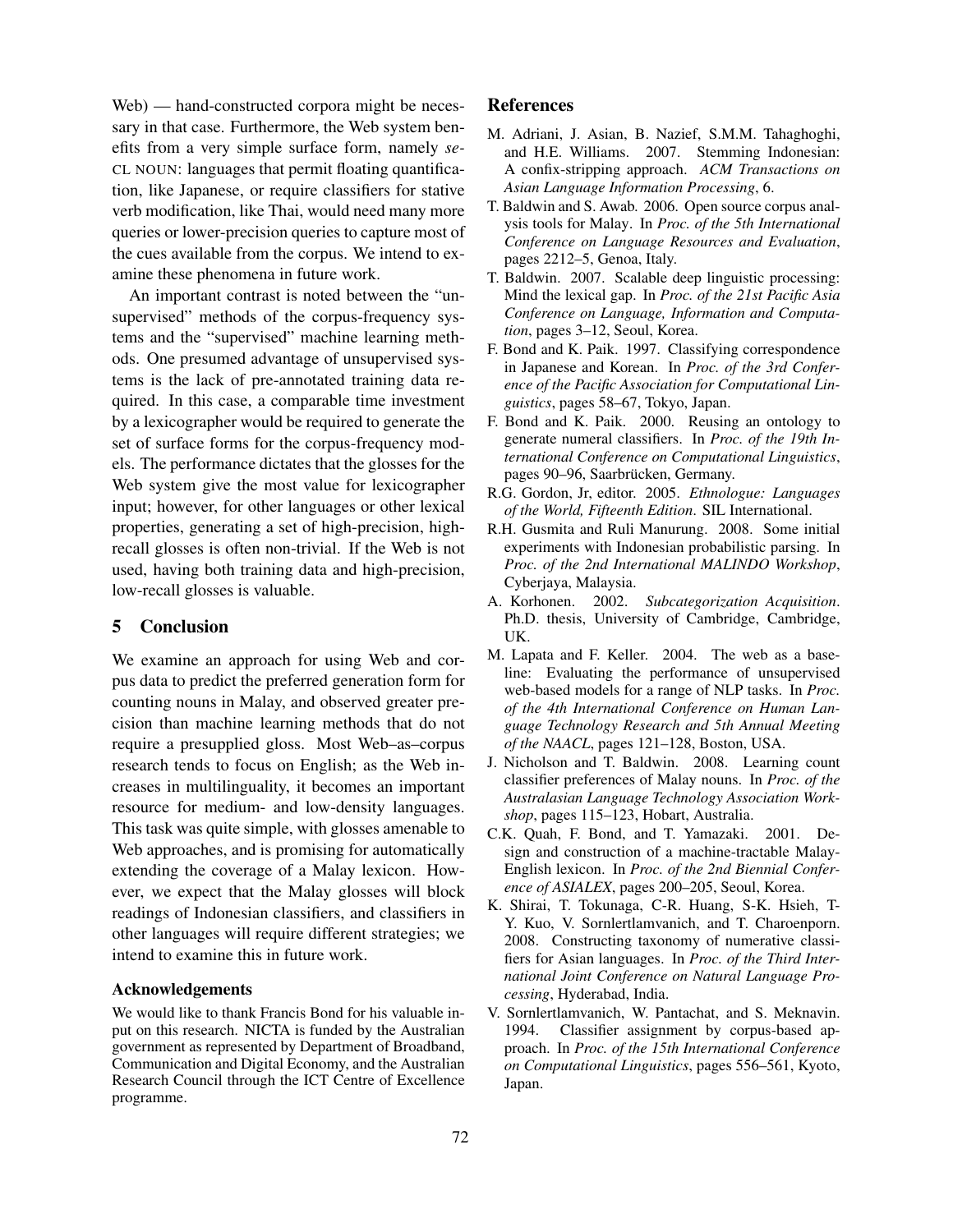Web) — hand-constructed corpora might be necessary in that case. Furthermore, the Web system benefits from a very simple surface form, namely *se*-CL NOUN: languages that permit floating quantification, like Japanese, or require classifiers for stative verb modification, like Thai, would need many more queries or lower-precision queries to capture most of the cues available from the corpus. We intend to examine these phenomena in future work.

An important contrast is noted between the "unsupervised" methods of the corpus-frequency systems and the "supervised" machine learning methods. One presumed advantage of unsupervised systems is the lack of pre-annotated training data required. In this case, a comparable time investment by a lexicographer would be required to generate the set of surface forms for the corpus-frequency models. The performance dictates that the glosses for the Web system give the most value for lexicographer input; however, for other languages or other lexical properties, generating a set of high-precision, high-recall glosses is often non-trivial. If the Web is not used, having both training data and high-precision, low-recall glosses is valuable.

## 5 Conclusion

We examine an approach for using Web and corpus data to predict the preferred generation form for counting nouns in Malay, and observed greater precision than machine learning methods that do not require a presupplied gloss. Most Web–as–corpus research tends to focus on English; as the Web increases in multilinguality, it becomes an important resource for medium- and low-density languages. This task was quite simple, with glosses amenable to Web approaches, and is promising for automatically extending the coverage of a Malay lexicon. However, we expect that the Malay glosses will block readings of Indonesian classifiers, and classifiers in other languages will require different strategies; we intend to examine this in future work.

### Acknowledgements

We would like to thank Francis Bond for his valuable input on this research. NICTA is funded by the Australian government as represented by Department of Broadband, Communication and Digital Economy, and the Australian Research Council through the ICT Centre of Excellence programme.

## References

M. Adriani, J. Asian, B. Nazief, S.M.M. Tahaghoghi, and H.E. Williams. 2007. Stemming Indonesian: A confix-stripping approach. *ACM Transactions on Asian Language Information Processing*, 6.

T. Baldwin and S. Awab. 2006. Open source corpus analysis tools for Malay. In *Proc. of the 5th International Conference on Language Resources and Evaluation*, pages 2212–5, Genoa, Italy.

T. Baldwin. 2007. Scalable deep linguistic processing: Mind the lexical gap. In *Proc. of the 21st Pacific Asia Conference on Language, Information and Computation*, pages 3–12, Seoul, Korea.

F. Bond and K. Paik. 1997. Classifying correspondence in Japanese and Korean. In *Proc. of the 3rd Conference of the Pacific Association for Computational Linguistics*, pages 58–67, Tokyo, Japan.

F. Bond and K. Paik. 2000. Reusing an ontology to generate numeral classifiers. In *Proc. of the 19th International Conference on Computational Linguistics*, pages 90–96, Saarbrücken, Germany.

R.G. Gordon, Jr, editor. 2005. *Ethnologue: Languages of the World, Fifteenth Edition*. SIL International.

R.H. Gusmita and Ruli Manurung. 2008. Some initial experiments with Indonesian probabilistic parsing. In *Proc. of the 2nd International MALINDO Workshop*, Cyberjaya, Malaysia.

A. Korhonen. 2002. *Subcategorization Acquisition*. Ph.D. thesis, University of Cambridge, Cambridge, UK.

M. Lapata and F. Keller. 2004. The web as a baseline: Evaluating the performance of unsupervised web-based models for a range of NLP tasks. In *Proc. of the 4th International Conference on Human Language Technology Research and 5th Annual Meeting of the NAACL*, pages 121–128, Boston, USA.

J. Nicholson and T. Baldwin. 2008. Learning count classifier preferences of Malay nouns. In *Proc. of the Australasian Language Technology Association Workshop*, pages 115–123, Hobart, Australia.

C.K. Quah, F. Bond, and T. Yamazaki. 2001. Design and construction of a machine-tractable Malay-English lexicon. In *Proc. of the 2nd Biennial Conference of ASIALEX*, pages 200–205, Seoul, Korea.

K. Shirai, T. Tokunaga, C-R. Huang, S-K. Hsieh, T-Y. Kuo, V. Sornlertlamvanich, and T. Charoenporn. 2008. Constructing taxonomy of numerative classifiers for Asian languages. In *Proc. of the Third International Joint Conference on Natural Language Processing*, Hyderabad, India.

V. Sornlertlamvanich, W. Pantachat, and S. Meknavin. 1994. Classifier assignment by corpus-based approach. In *Proc. of the 15th International Conference on Computational Linguistics*, pages 556–561, Kyoto, Japan.